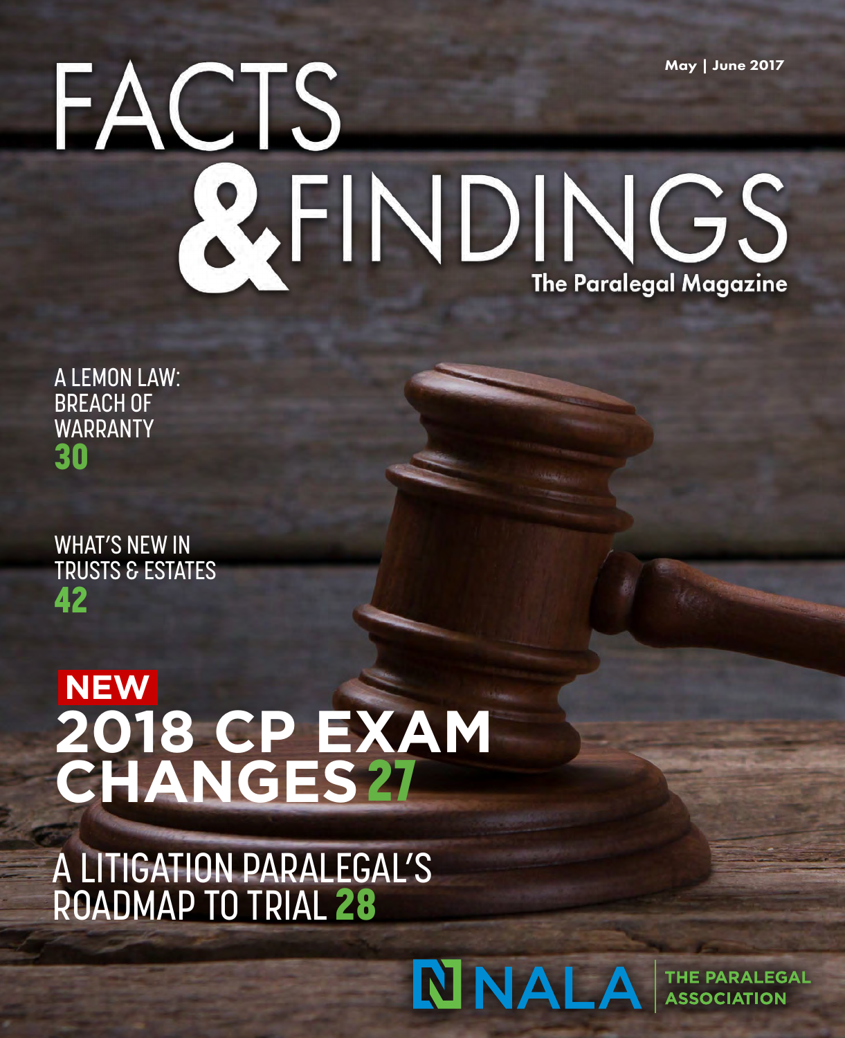May | June 2017

# FACTS & FINDINGS

The Paralegal Magazine

A LEMON LAW: BREACH OF WARRANTY **30**

WHAT'S NEW IN TRUSTS & ESTATES **42**

**NEW**

## 2018 CP EXAM CHANGES 27

A LITIGATION PARALEGAL'S ROADMAP TO TRIAL **28**

NALA THE PARALEGAL ASSOCIATION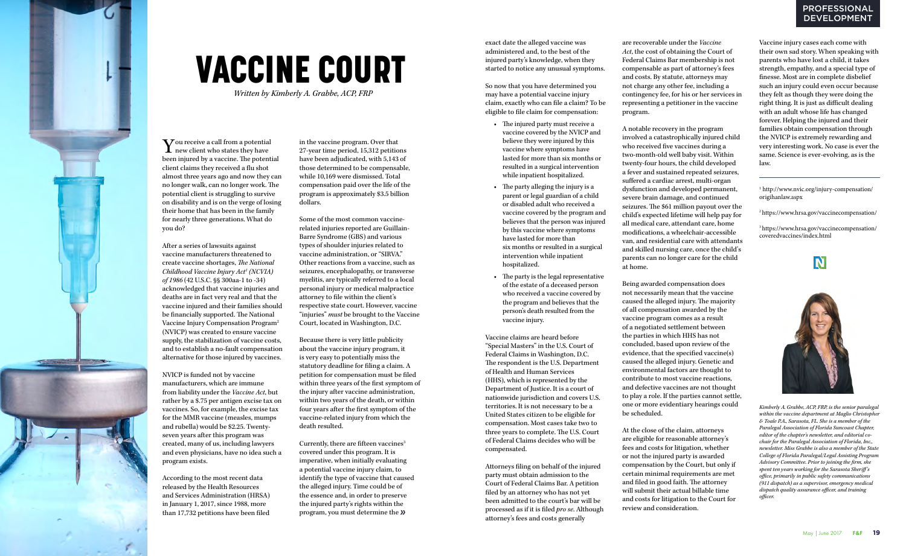# VACCINE COURT

*Written by Kimberly A. Grabbe, ACP, FRP*

You receive a call from a potential new client who states they have been injured by a vaccine. The potential client claims they received a flu shot almost three years ago and now they can no longer walk, can no longer work. The potential client is struggling to survive on disability and is on the verge of losing their home that has been in the family for nearly three generations. What do you do?

After a series of lawsuits against vaccine manufacturers threatened to create vaccine shortages, *The National Childhood Vaccine Injury Act*[1] *(NCVIA) of 1986* (42 U.S.C. §§ 300aa-1 to -34) acknowledged that vaccine injuries and deaths are in fact very real and that the vaccine injured and their families should be financially supported. The National Vaccine Injury Compensation Program[2] (NVICP) was created to ensure vaccine supply, the stabilization of vaccine costs, and to establish a no-fault compensation alternative for those injured by vaccines.

NVICP is funded not by vaccine manufacturers, which are immune from liability under the *Vaccine Act*, but rather by a $.75 per antigen excise tax on vaccines. So, for example, the excise tax for the MMR vaccine (measles, mumps and rubella) would be $2.25. Twenty-seven years after this program was created, many of us, including lawyers and even physicians, have no idea such a program exists.

According to the most recent data released by the Health Resources and Services Administration (HRSA) in January 1, 2017, since 1988, more than 17,732 petitions have been filed in the vaccine program. Over that 27-year time period, 15,312 petitions have been adjudicated, with 5,143 of those determined to be compensable, while 10,169 were dismissed. Total compensation paid over the life of the program is approximately $3.5 billion dollars.

Some of the most common vaccine-related injuries reported are Guillain-Barre Syndrome (GBS) and various types of shoulder injuries related to vaccine administration, or "SIRVA." Other reactions from a vaccine, such as seizures, encephalopathy, or transverse myelitis, are typically referred to a local personal injury or medical malpractice attorney to file within the client's respective state court. However, vaccine "injuries" *must* be brought to the Vaccine Court, located in Washington, D.C.

Because there is very little publicity about the vaccine injury program, it is very easy to potentially miss the statutory deadline for filing a claim. A petition for compensation must be filed within three years of the first symptom of the injury after vaccine administration, within two years of the death, or within four years after the first symptom of the vaccine-related injury from which the death resulted.

Currently, there are fifteen vaccines[3] covered under this program. It is imperative, when initially evaluating a potential vaccine injury claim, to identify the type of vaccine that caused the alleged injury. Time could be of the essence and, in order to preserve the injured party's rights within the program, you must determine the exact date the alleged vaccine was administered and, to the best of the injured party's knowledge, when they started to notice any unusual symptoms.

So now that you have determined you may have a potential vaccine injury claim, exactly who can file a claim? To be eligible to file claim for compensation:

- The injured party must receive a vaccine covered by the NVICP and believe they were injured by this vaccine where symptoms have lasted for more than six months or resulted in a surgical intervention while inpatient hospitalized.
- The party alleging the injury is a parent or legal guardian of a child or disabled adult who received a vaccine covered by the program and believes that the person was injured by this vaccine where symptoms have lasted for more than six months or resulted in a surgical intervention while inpatient hospitalized.
- The party is the legal representative of the estate of a deceased person who received a vaccine covered by the program and believes that the person's death resulted from the vaccine injury.

Vaccine claims are heard before "Special Masters" in the U.S. Court of Federal Claims in Washington, D.C. The respondent is the U.S. Department of Health and Human Services (HHS), which is represented by the Department of Justice. It is a court of nationwide jurisdiction and covers U.S. territories. It is not necessary to be a United States citizen to be eligible for compensation. Most cases take two to three years to complete. The U.S. Court of Federal Claims decides who will be compensated.

Attorneys filing on behalf of the injured party must obtain admission to the Court of Federal Claims Bar. A petition filed by an attorney who has not yet been admitted to the court's bar will be processed as if it is filed *pro se*. Although attorney's fees and costs generally are recoverable under the *Vaccine Act*, the cost of obtaining the Court of Federal Claims Bar membership is not compensable as part of attorney's fees and costs. By statute, attorneys may not charge any other fee, including a contingency fee, for his or her services in representing a petitioner in the vaccine program.

A notable recovery in the program involved a catastrophically injured child who received five vaccines during a two-month-old well baby visit. Within twenty-four hours, the child developed a fever and sustained repeated seizures, suffered a cardiac arrest, multi-organ dysfunction and developed permanent, severe brain damage, and continued seizures. The $61 million payout over the child's expected lifetime will help pay for all medical care, attendant care, home modifications, a wheelchair-accessible van, and residential care with attendants and skilled nursing care, once the child's parents can no longer care for the child at home.

Being awarded compensation does not necessarily mean that the vaccine caused the alleged injury. The majority of all compensation awarded by the vaccine program comes as a result of a negotiated settlement between the parties in which HHS has not concluded, based upon review of the evidence, that the specified vaccine(s) caused the alleged injury. Genetic and environmental factors are thought to contribute to most vaccine reactions, and defective vaccines are not thought to play a role. If the parties cannot settle, one or more evidentiary hearings could be scheduled.

At the close of the claim, attorneys are eligible for reasonable attorney's fees and costs for litigation, whether or not the injured party is awarded compensation by the Court, but only if certain minimal requirements are met and filed in good faith. The attorney will submit their actual billable time and costs for litigation to the Court for review and consideration.

Vaccine injury cases each come with their own sad story. When speaking with parents who have lost a child, it takes strength, empathy, and a special type of finesse. Most are in complete disbelief such an injury could even occur because they felt as though they were doing the right thing. It is just as difficult dealing with an adult whose life has changed forever. Helping the injured and their families obtain compensation through the NVICP is extremely rewarding and very interesting work. No case is ever the same. Science is ever-evolving, as is the law.

---

[1] http://www.nvic.org/injury-compensation/origihanlaw.aspx

[2] https://www.hrsa.gov/vaccinecompensation/

[3] https://www.hrsa.gov/vaccinecompensation/coveredvaccines/index.html

*Kimberly A. Grabbe, ACP, FRP, is the senior paralegal within the vaccine department at Maglio Christopher & Toale P.A., Sarasota, FL. She is a member of the Paralegal Association of Florida Suncoast Chapter, editor of the chapter's newsletter, and editorial co-chair for the Paralegal Association of Florida, Inc., newsletter. Miss Grabbe is also a member of the State College of Florida Paralegal/Legal Assisting Program Advisory Committee. Prior to joining the firm, she spent ten years working for the Sarasota Sheriff's office, primarily in public safety communications (911 dispatch) as a supervisor, emergency medical dispatch quality assurance officer, and training officer.*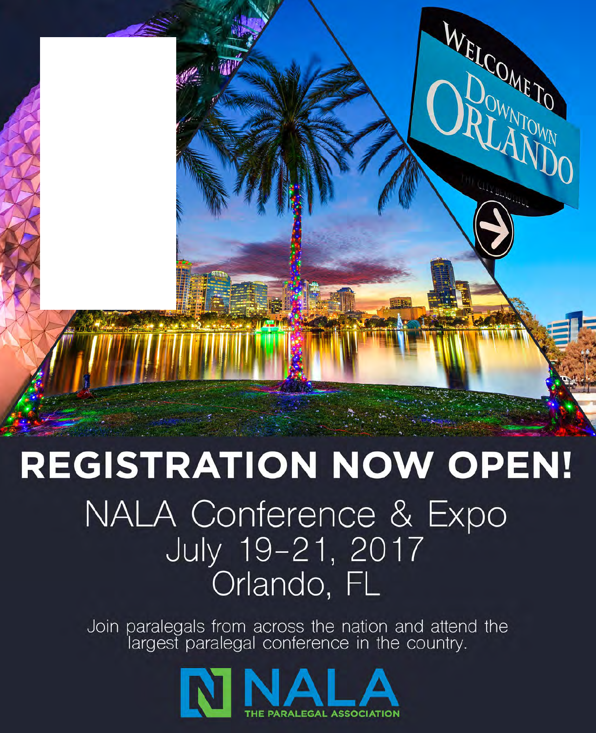# REGISTRATION NOW OPEN!

## NALA Conference & Expo
## July 19-21, 2017
## Orlando, FL

Join paralegals from across the nation and attend the largest paralegal conference in the country.

NALA

THE PARALEGAL ASSOCIATION